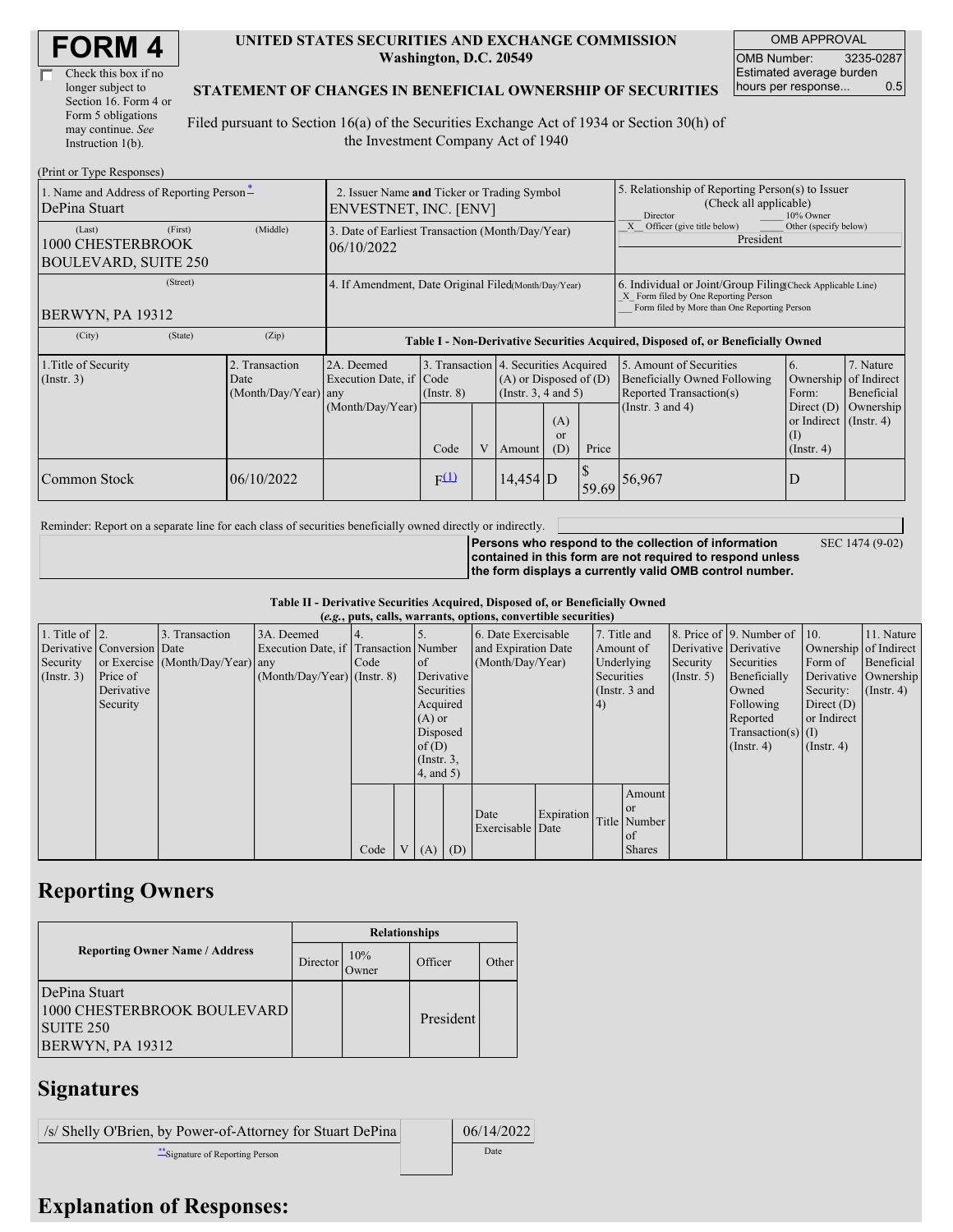# FORM 4

☐ Check this box if no longer subject to Section 16. Form 4 or Form 5 obligations may continue. *See* Instruction 1(b).

**UNITED STATES SECURITIES AND EXCHANGE COMMISSION**
**Washington, D.C. 20549**

**STATEMENT OF CHANGES IN BENEFICIAL OWNERSHIP OF SECURITIES**

Filed pursuant to Section 16(a) of the Securities Exchange Act of 1934 or Section 30(h) of the Investment Company Act of 1940

| OMB APPROVAL | |
|---|---|
| OMB Number: | 3235-0287 |
| Estimated average burden hours per response... | 0.5 |

(Print or Type Responses)

| 1. Name and Address of Reporting Person* | 2. Issuer Name **and** Ticker or Trading Symbol | 5. Relationship of Reporting Person(s) to Issuer (Check all applicable) |
|---|---|---|
| DePina Stuart | ENVESTNET, INC. [ENV] | ___ Director ___ 10% Owner |
| (Last) (First) (Middle) 1000 CHESTERBROOK BOULEVARD, SUITE 250 | 3. Date of Earliest Transaction (Month/Day/Year) 06/10/2022 | \_X\_ Officer (give title below) ___ Other (specify below) President |
| (Street) BERWYN, PA 19312 | 4. If Amendment, Date Original Filed(Month/Day/Year) | 6. Individual or Joint/Group Filing(Check Applicable Line) \_X\_ Form filed by One Reporting Person ___ Form filed by More than One Reporting Person |
| (City) (State) (Zip) | | |

**Table I - Non-Derivative Securities Acquired, Disposed of, or Beneficially Owned**

| 1.Title of Security (Instr. 3) | 2. Transaction Date (Month/Day/Year) | 2A. Deemed Execution Date, if any (Month/Day/Year) | 3. Transaction Code (Instr. 8) | | 4. Securities Acquired (A) or Disposed of (D) (Instr. 3, 4 and 5) | | | 5. Amount of Securities Beneficially Owned Following Reported Transaction(s) (Instr. 3 and 4) | 6. Ownership Form: Direct (D) or Indirect (I) (Instr. 4) | 7. Nature of Indirect Beneficial Ownership (Instr. 4) |
|---|---|---|---|---|---|---|---|---|---|---|
| | | | Code | V | Amount | (A) or (D) | Price | | | |
| Common Stock | 06/10/2022 | | F[(1)] | | 14,454 | D | $ 59.69 | 56,967 | D | |

Reminder: Report on a separate line for each class of securities beneficially owned directly or indirectly.

**Persons who respond to the collection of information contained in this form are not required to respond unless the form displays a currently valid OMB control number.** SEC 1474 (9-02)

**Table II - Derivative Securities Acquired, Disposed of, or Beneficially Owned**
**(*e.g.*, puts, calls, warrants, options, convertible securities)**

| 1. Title of Derivative Security (Instr. 3) | 2. Conversion or Exercise Price of Derivative Security | 3. Transaction Date (Month/Day/Year) | 3A. Deemed Execution Date, if any (Month/Day/Year) | 4. Transaction Code (Instr. 8) | | 5. Number of Derivative Securities Acquired (A) or Disposed of (D) (Instr. 3, 4, and 5) | | 6. Date Exercisable and Expiration Date (Month/Day/Year) | | 7. Title and Amount of Underlying Securities (Instr. 3 and 4) | | 8. Price of Derivative Security (Instr. 5) | 9. Number of Derivative Securities Beneficially Owned Following Reported Transaction(s) (Instr. 4) | 10. Ownership Form of Derivative Security: Direct (D) or Indirect (I) (Instr. 4) | 11. Nature of Indirect Beneficial Ownership (Instr. 4) |
|---|---|---|---|---|---|---|---|---|---|---|---|---|---|---|---|
| | | | | Code | V | (A) | (D) | Date Exercisable | Expiration Date | Title | Amount or Number of Shares | | | | |

## Reporting Owners

| Reporting Owner Name / Address | Relationships | | | |
|---|---|---|---|---|
| | Director | 10% Owner | Officer | Other |
| DePina Stuart 1000 CHESTERBROOK BOULEVARD SUITE 250 BERWYN, PA 19312 | | | President | |

## Signatures

| /s/ Shelly O'Brien, by Power-of-Attorney for Stuart DePina | | 06/14/2022 |
|---|---|---|
| **Signature of Reporting Person | | Date |

## Explanation of Responses: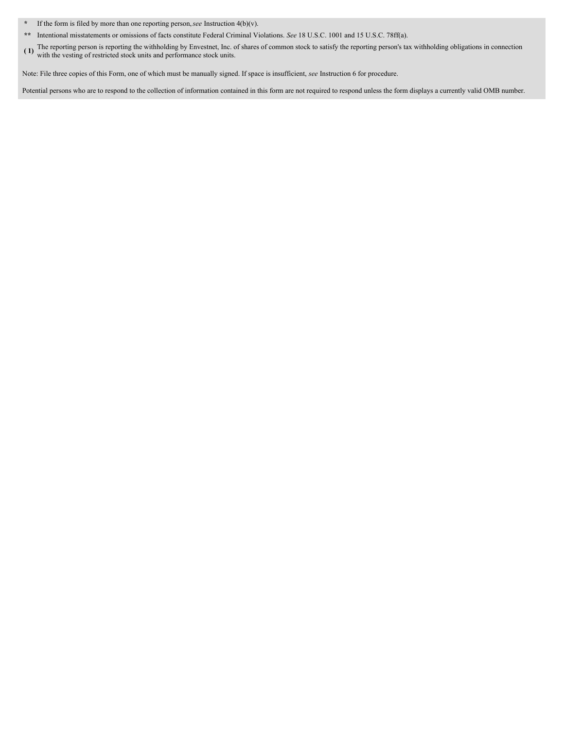* If the form is filed by more than one reporting person, *see* Instruction 4(b)(v).

** Intentional misstatements or omissions of facts constitute Federal Criminal Violations. *See* 18 U.S.C. 1001 and 15 U.S.C. 78ff(a).

(1) The reporting person is reporting the withholding by Envestnet, Inc. of shares of common stock to satisfy the reporting person's tax withholding obligations in connection with the vesting of restricted stock units and performance stock units.

Note: File three copies of this Form, one of which must be manually signed. If space is insufficient, *see* Instruction 6 for procedure.

Potential persons who are to respond to the collection of information contained in this form are not required to respond unless the form displays a currently valid OMB number.